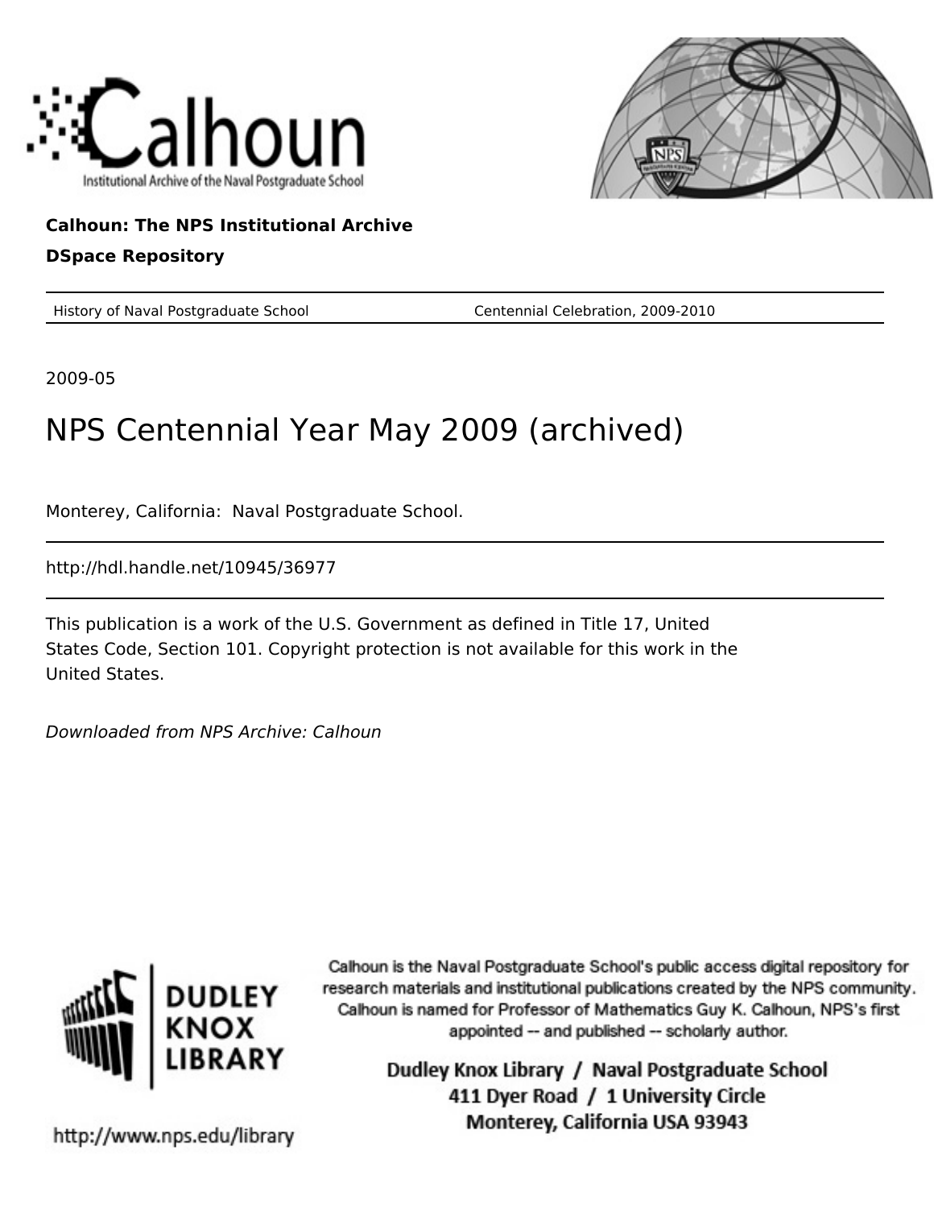Calhoun

Institutional Archive of the Naval Postgraduate School

**Calhoun: The NPS Institutional Archive**

**DSpace Repository**

| History of Naval Postgraduate School | Centennial Celebration, 2009-2010 |
| --- | --- |

2009-05

# NPS Centennial Year May 2009 (archived)

Monterey, California: Naval Postgraduate School.

http://hdl.handle.net/10945/36977

This publication is a work of the U.S. Government as defined in Title 17, United States Code, Section 101. Copyright protection is not available for this work in the United States.

*Downloaded from NPS Archive: Calhoun*

DUDLEY KNOX LIBRARY

Calhoun is the Naval Postgraduate School's public access digital repository for research materials and institutional publications created by the NPS community. Calhoun is named for Professor of Mathematics Guy K. Calhoun, NPS's first appointed -- and published -- scholarly author.

Dudley Knox Library / Naval Postgraduate School
411 Dyer Road / 1 University Circle
Monterey, California USA 93943

http://www.nps.edu/library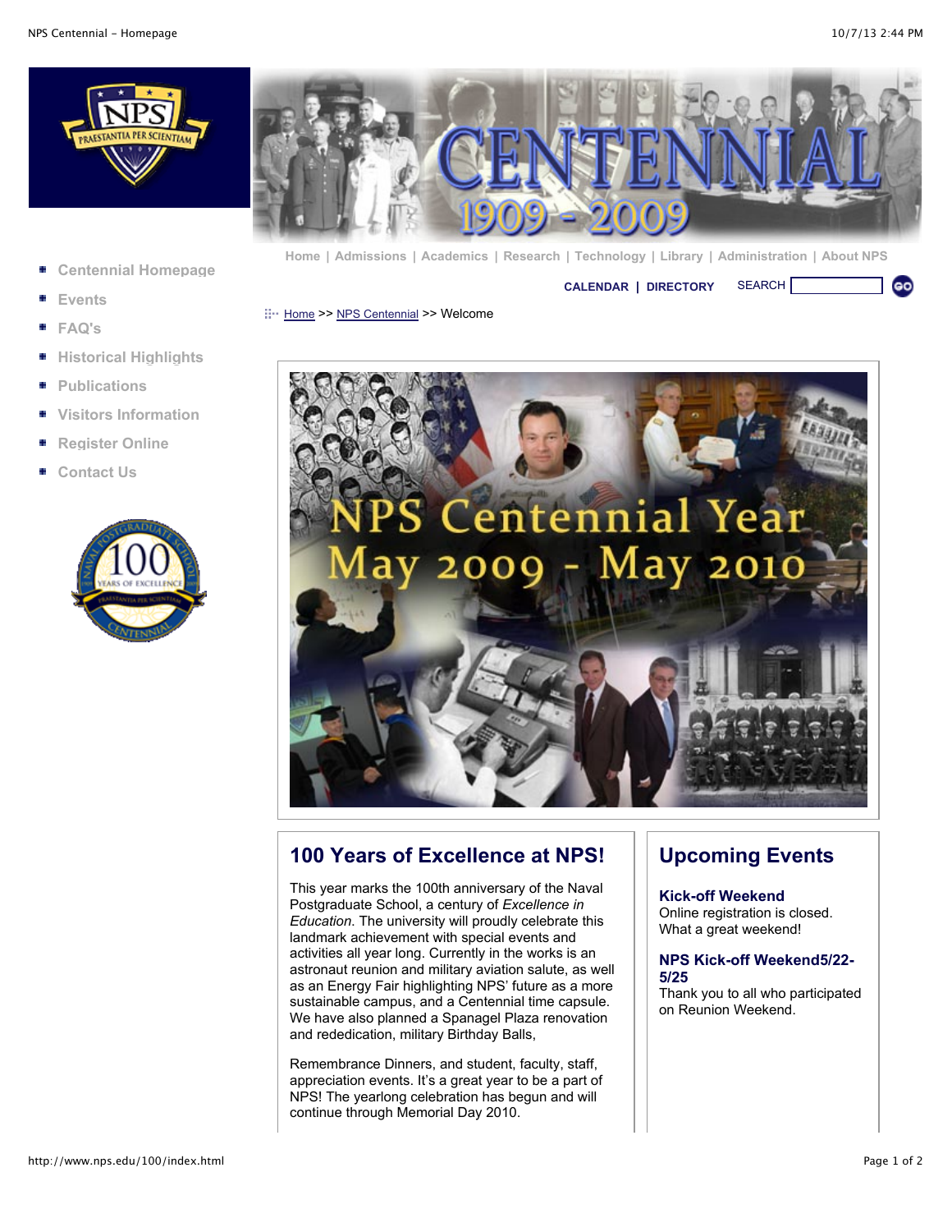- Centennial Homepage
- Events
- FAQ's
- Historical Highlights
- Publications
- Visitors Information
- Register Online
- Contact Us

Home | Admissions | Academics | Research | Technology | Library | Administration | About NPS

CALENDAR | DIRECTORY SEARCH

Home >> NPS Centennial >> Welcome

## 100 Years of Excellence at NPS!

This year marks the 100th anniversary of the Naval Postgraduate School, a century of *Excellence in Education*. The university will proudly celebrate this landmark achievement with special events and activities all year long. Currently in the works is an astronaut reunion and military aviation salute, as well as an Energy Fair highlighting NPS' future as a more sustainable campus, and a Centennial time capsule. We have also planned a Spanagel Plaza renovation and rededication, military Birthday Balls,

Remembrance Dinners, and student, faculty, staff, appreciation events. It's a great year to be a part of NPS! The yearlong celebration has begun and will continue through Memorial Day 2010.

## Upcoming Events

### Kick-off Weekend

Online registration is closed. What a great weekend!

### NPS Kick-off Weekend5/22-5/25

Thank you to all who participated on Reunion Weekend.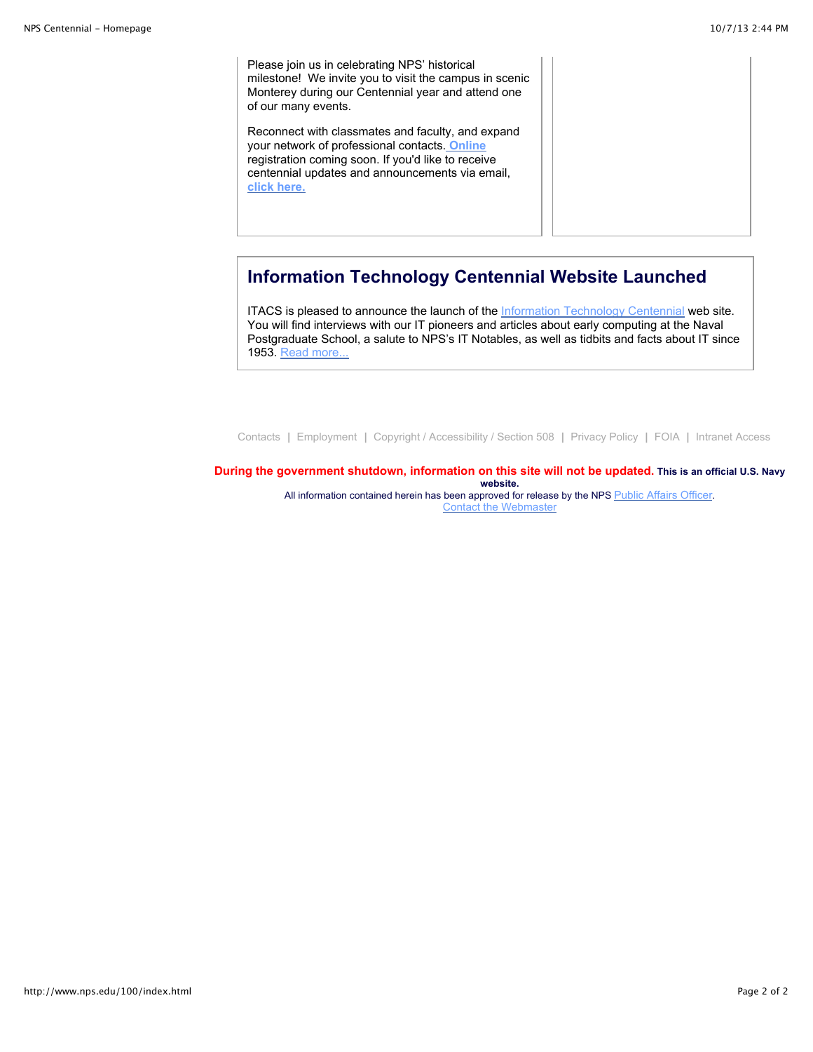Please join us in celebrating NPS' historical milestone! We invite you to visit the campus in scenic Monterey during our Centennial year and attend one of our many events.

Reconnect with classmates and faculty, and expand your network of professional contacts. **Online** registration coming soon. If you'd like to receive centennial updates and announcements via email, **click here.**

## Information Technology Centennial Website Launched

ITACS is pleased to announce the launch of the Information Technology Centennial web site. You will find interviews with our IT pioneers and articles about early computing at the Naval Postgraduate School, a salute to NPS's IT Notables, as well as tidbits and facts about IT since 1953. Read more...

Contacts | Employment | Copyright / Accessibility / Section 508 | Privacy Policy | FOIA | Intranet Access

**During the government shutdown, information on this site will not be updated.** **This is an official U.S. Navy website.**

All information contained herein has been approved for release by the NPS Public Affairs Officer.

Contact the Webmaster